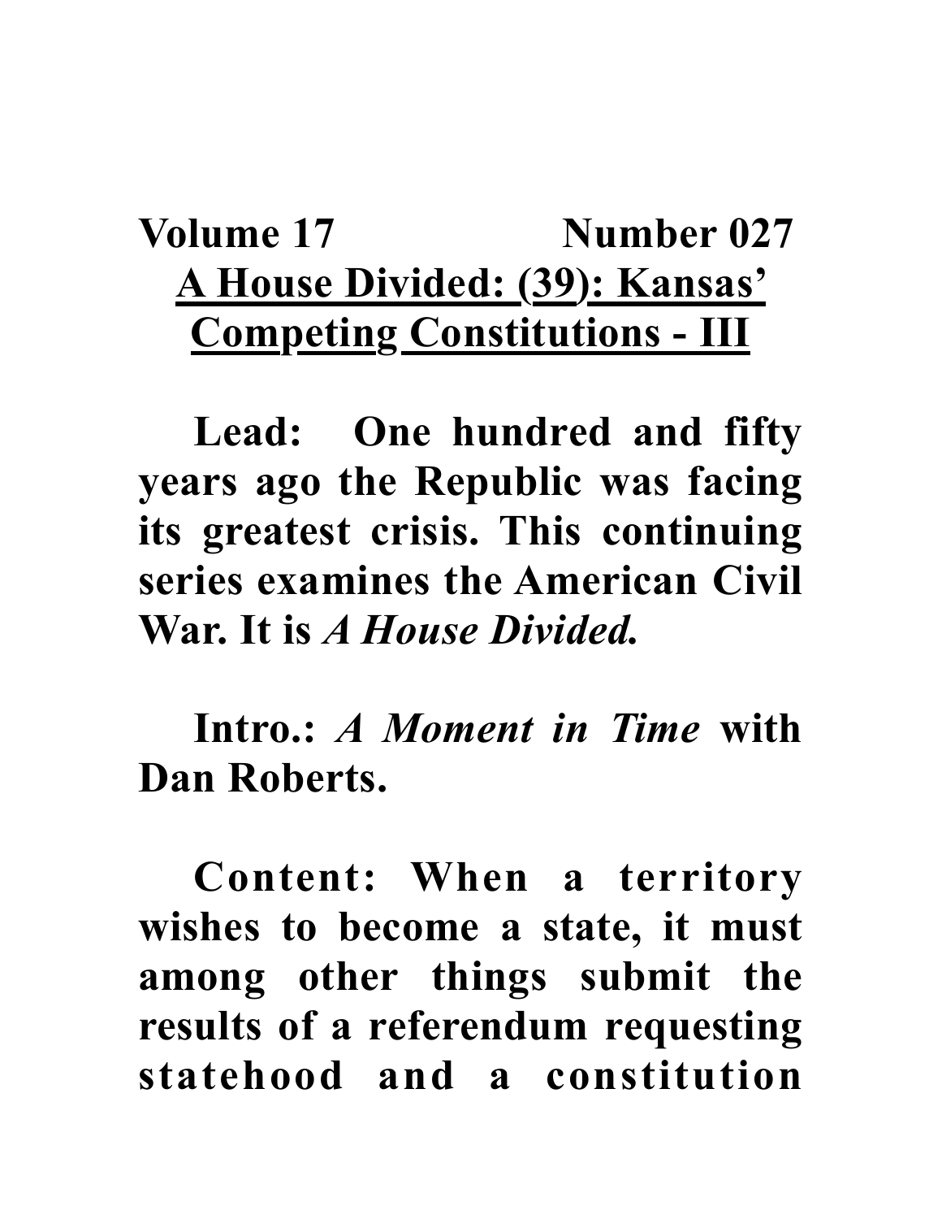**Volume 17 Number 027**

# A House Divided: (39): Kansas' Competing Constitutions - III

**Lead: One hundred and fifty years ago the Republic was facing its greatest crisis. This continuing series examines the American Civil War. It is *A House Divided.***

**Intro.: *A Moment in Time* with Dan Roberts.**

**Content: When a territory wishes to become a state, it must among other things submit the results of a referendum requesting statehood and a constitution**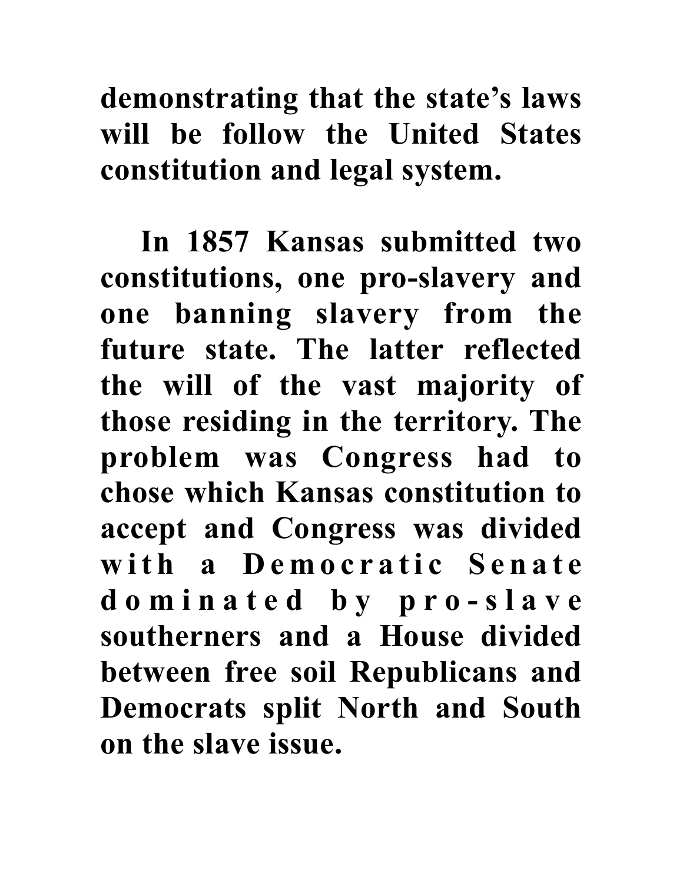**demonstrating that the state's laws will be follow the United States constitution and legal system.**

**In 1857 Kansas submitted two constitutions, one pro-slavery and one banning slavery from the future state. The latter reflected the will of the vast majority of those residing in the territory. The problem was Congress had to chose which Kansas constitution to accept and Congress was divided with a Democratic Senate dominated by pro-slave southerners and a House divided between free soil Republicans and Democrats split North and South on the slave issue.**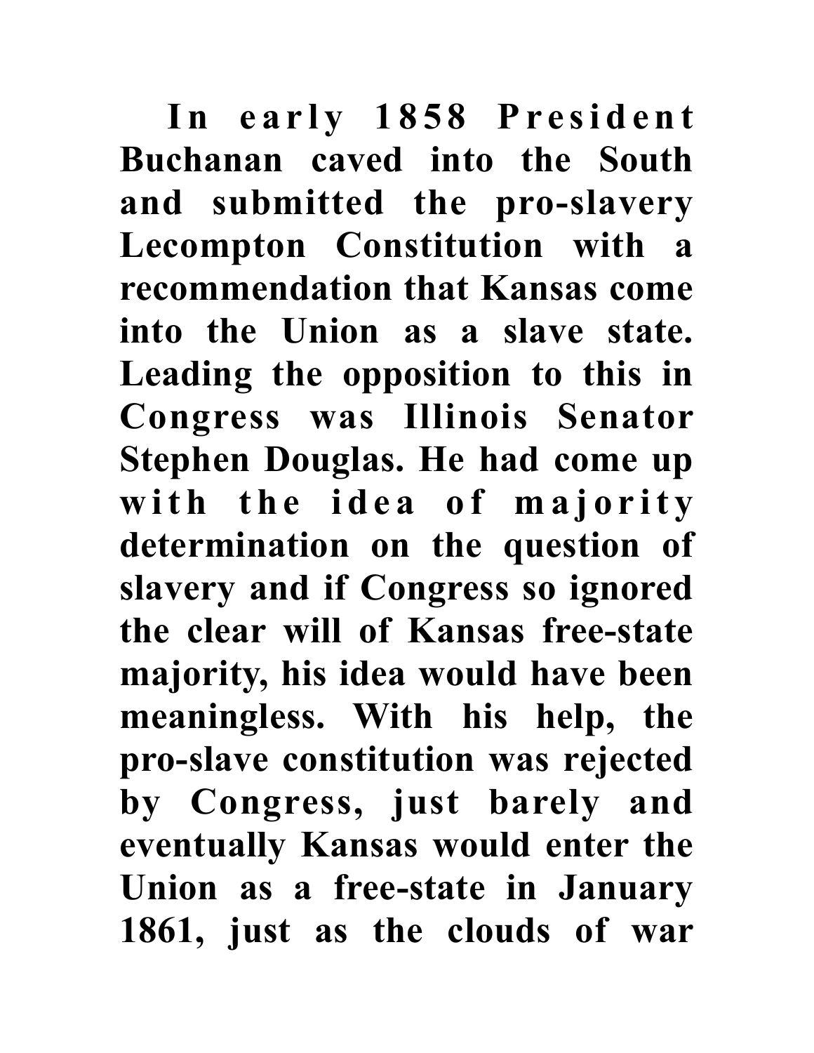**In early 1858 President Buchanan caved into the South and submitted the pro-slavery Lecompton Constitution with a recommendation that Kansas come into the Union as a slave state. Leading the opposition to this in Congress was Illinois Senator Stephen Douglas. He had come up with the idea of majority determination on the question of slavery and if Congress so ignored the clear will of Kansas free-state majority, his idea would have been meaningless. With his help, the pro-slave constitution was rejected by Congress, just barely and eventually Kansas would enter the Union as a free-state in January 1861, just as the clouds of war**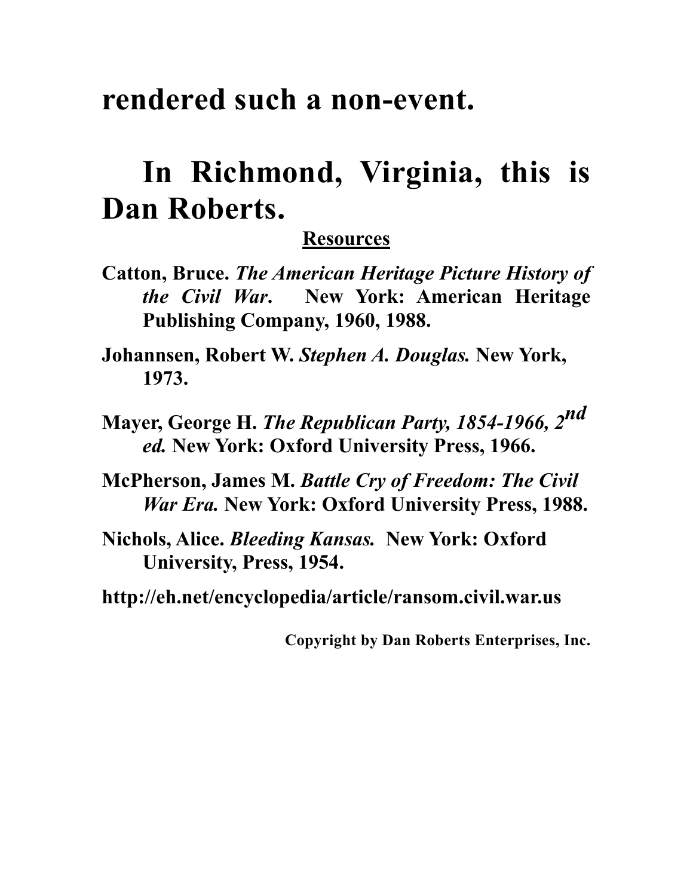**rendered such a non-event.**

**In Richmond, Virginia, this is Dan Roberts.**

**Resources**

**Catton, Bruce.** ***The American Heritage Picture History of the Civil War*****. New York: American Heritage Publishing Company, 1960, 1988.**

**Johannsen, Robert W.** ***Stephen A. Douglas.*** **New York, 1973.**

**Mayer, George H.** ***The Republican Party, 1854-1966, 2nd ed.*** **New York: Oxford University Press, 1966.**

**McPherson, James M.** ***Battle Cry of Freedom: The Civil War Era.*** **New York: Oxford University Press, 1988.**

**Nichols, Alice.** ***Bleeding Kansas.*** **New York: Oxford University, Press, 1954.**

**http://eh.net/encyclopedia/article/ransom.civil.war.us**

**Copyright by Dan Roberts Enterprises, Inc.**